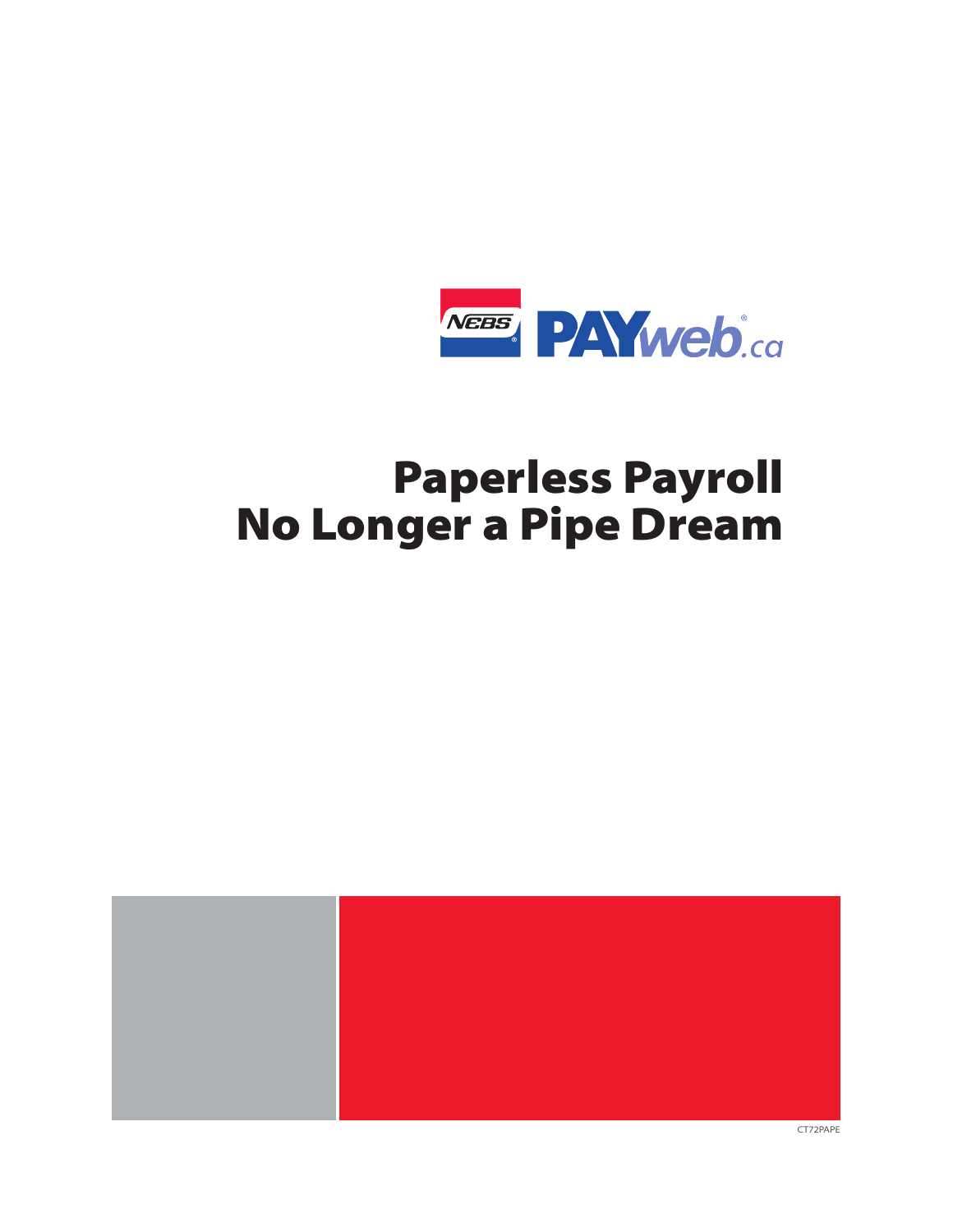NEBS PAYweb.ca

# Paperless Payroll No Longer a Pipe Dream

CT72PAPE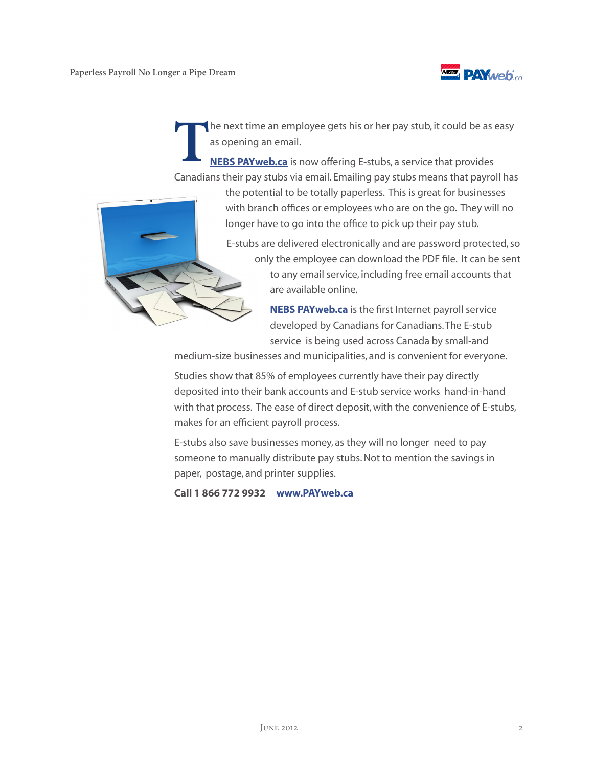The next time an employee gets his or her pay stub, it could be as easy as opening an email.

**NEBS PAYweb.ca** is now offering E-stubs, a service that provides Canadians their pay stubs via email. Emailing pay stubs means that payroll has the potential to be totally paperless. This is great for businesses with branch offices or employees who are on the go. They will no longer have to go into the office to pick up their pay stub.

E-stubs are delivered electronically and are password protected, so only the employee can download the PDF file. It can be sent to any email service, including free email accounts that are available online.

**NEBS PAYweb.ca** is the first Internet payroll service developed by Canadians for Canadians. The E-stub service is being used across Canada by small-and medium-size businesses and municipalities, and is convenient for everyone.

Studies show that 85% of employees currently have their pay directly deposited into their bank accounts and E-stub service works hand-in-hand with that process. The ease of direct deposit, with the convenience of E-stubs, makes for an efficient payroll process.

E-stubs also save businesses money, as they will no longer need to pay someone to manually distribute pay stubs. Not to mention the savings in paper, postage, and printer supplies.

**Call 1 866 772 9932** **www.PAYweb.ca**